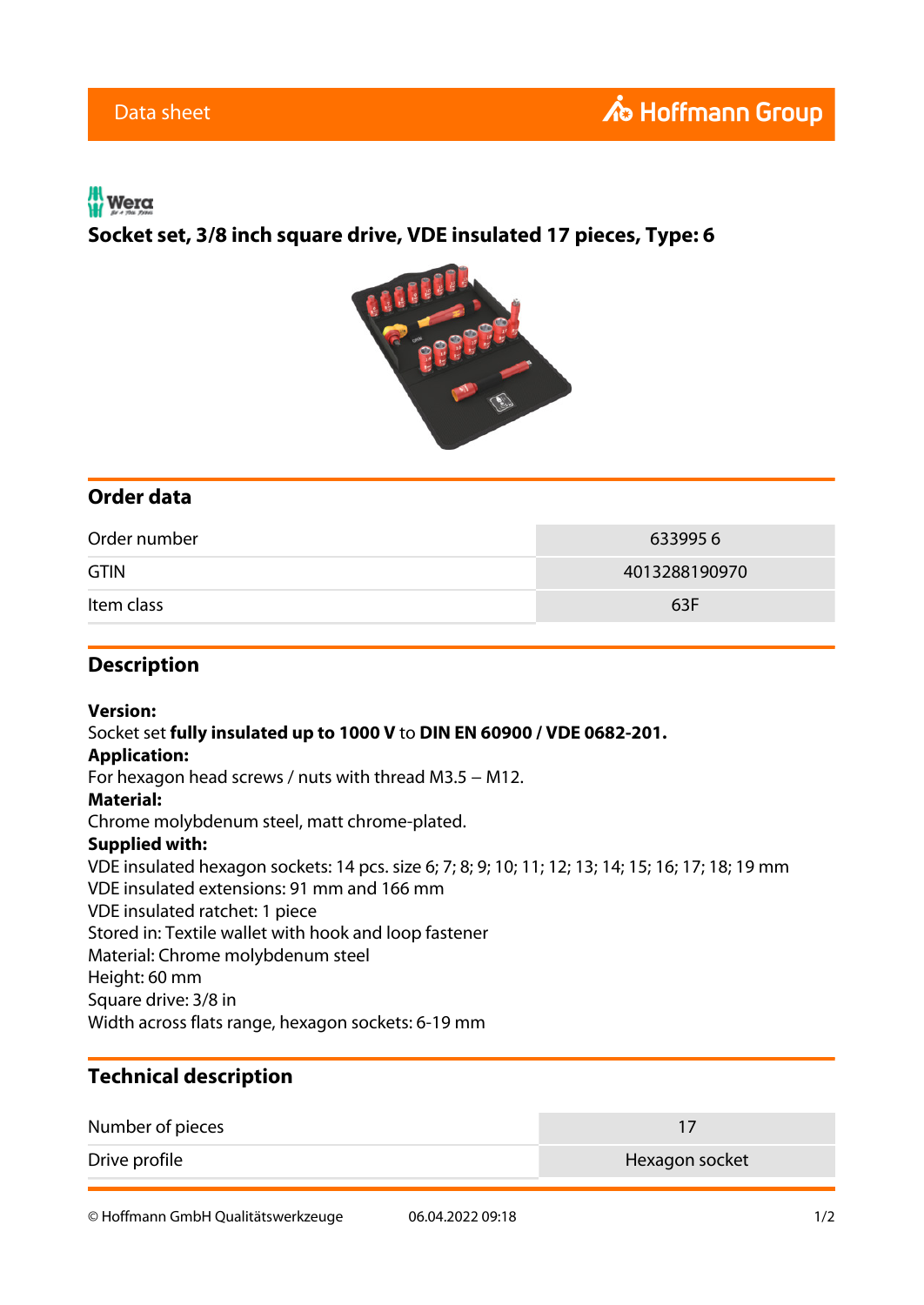Data sheet

# Socket set, 3/8 inch square drive, VDE insulated 17 pieces, Type: 6

## Order data

| | |
|---|---|
| Order number | 633995 6 |
| GTIN | 4013288190970 |
| Item class | 63F |

## Description

**Version:**
Socket set **fully insulated up to 1000 V** to **DIN EN 60900 / VDE 0682-201.**
**Application:**
For hexagon head screws / nuts with thread M3.5 – M12.
**Material:**
Chrome molybdenum steel, matt chrome-plated.
**Supplied with:**
VDE insulated hexagon sockets: 14 pcs. size 6; 7; 8; 9; 10; 11; 12; 13; 14; 15; 16; 17; 18; 19 mm
VDE insulated extensions: 91 mm and 166 mm
VDE insulated ratchet: 1 piece
Stored in: Textile wallet with hook and loop fastener
Material: Chrome molybdenum steel
Height: 60 mm
Square drive: 3/8 in
Width across flats range, hexagon sockets: 6-19 mm

## Technical description

| | |
|---|---|
| Number of pieces | 17 |
| Drive profile | Hexagon socket |

© Hoffmann GmbH Qualitätswerkzeuge 06.04.2022 09:18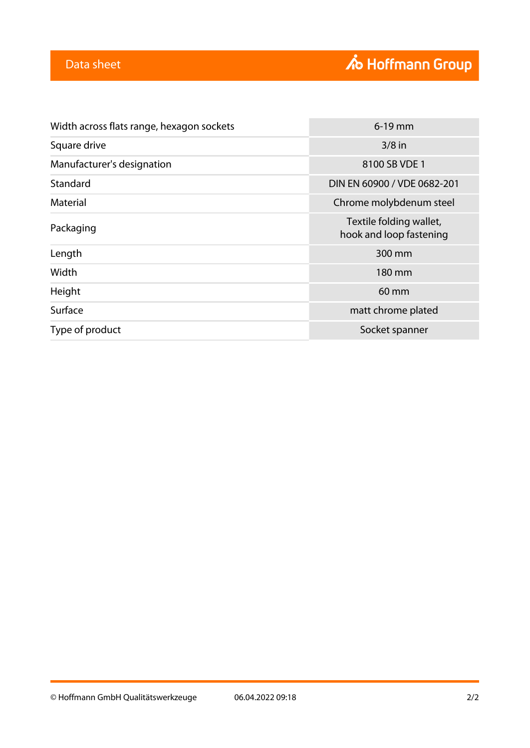| | |
|---|---|
| Width across flats range, hexagon sockets | 6-19 mm |
| Square drive | 3/8 in |
| Manufacturer's designation | 8100 SB VDE 1 |
| Standard | DIN EN 60900 / VDE 0682-201 |
| Material | Chrome molybdenum steel |
| Packaging | Textile folding wallet, hook and loop fastening |
| Length | 300 mm |
| Width | 180 mm |
| Height | 60 mm |
| Surface | matt chrome plated |
| Type of product | Socket spanner |